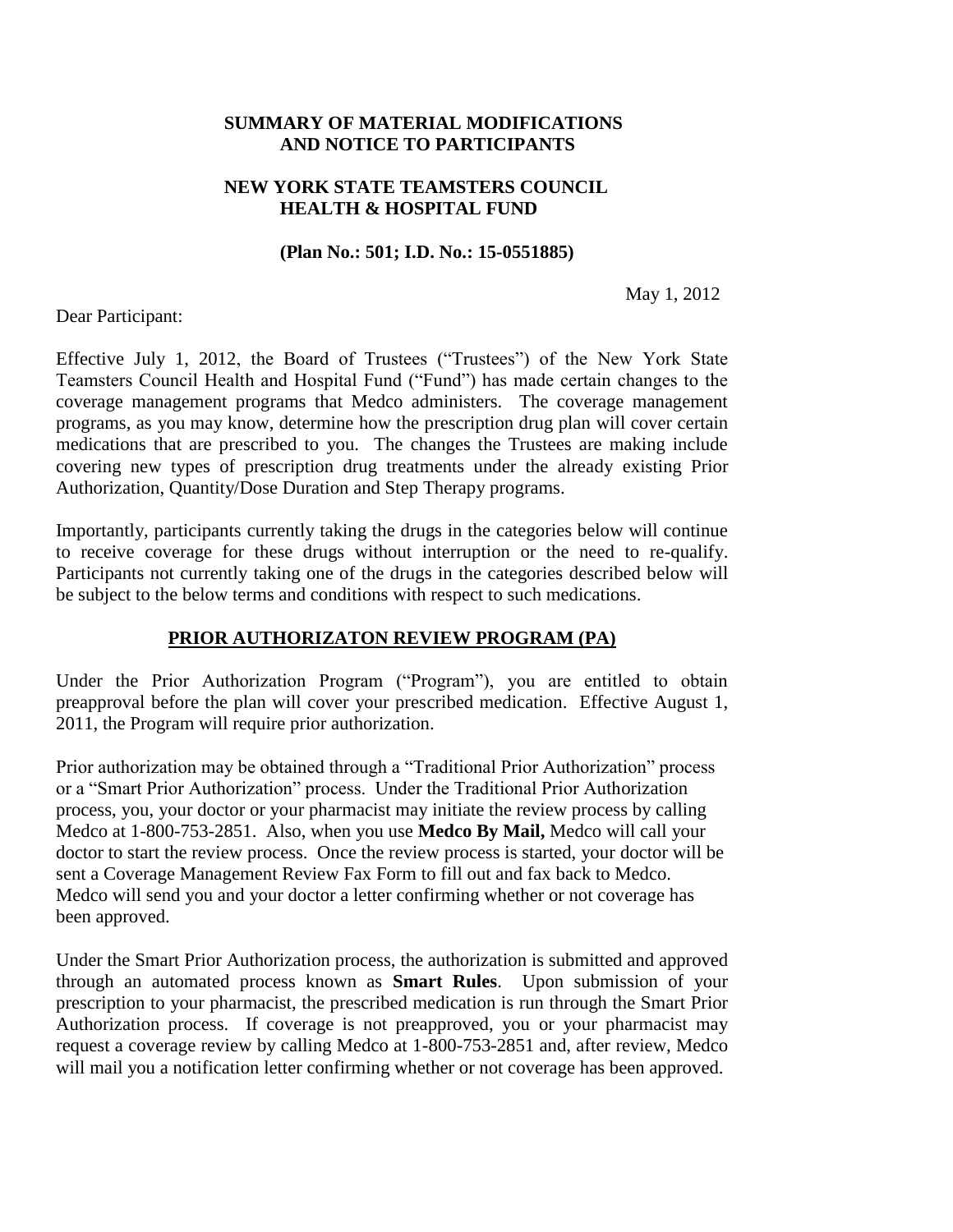**SUMMARY OF MATERIAL MODIFICATIONS**
**AND NOTICE TO PARTICIPANTS**

**NEW YORK STATE TEAMSTERS COUNCIL**
**HEALTH & HOSPITAL FUND**

**(Plan No.: 501; I.D. No.: 15-0551885)**

May 1, 2012

Dear Participant:

Effective July 1, 2012, the Board of Trustees ("Trustees") of the New York State Teamsters Council Health and Hospital Fund ("Fund") has made certain changes to the coverage management programs that Medco administers. The coverage management programs, as you may know, determine how the prescription drug plan will cover certain medications that are prescribed to you. The changes the Trustees are making include covering new types of prescription drug treatments under the already existing Prior Authorization, Quantity/Dose Duration and Step Therapy programs.

Importantly, participants currently taking the drugs in the categories below will continue to receive coverage for these drugs without interruption or the need to re-qualify. Participants not currently taking one of the drugs in the categories described below will be subject to the below terms and conditions with respect to such medications.

## PRIOR AUTHORIZATON REVIEW PROGRAM (PA)

Under the Prior Authorization Program ("Program"), you are entitled to obtain preapproval before the plan will cover your prescribed medication. Effective August 1, 2011, the Program will require prior authorization.

Prior authorization may be obtained through a "Traditional Prior Authorization" process or a "Smart Prior Authorization" process. Under the Traditional Prior Authorization process, you, your doctor or your pharmacist may initiate the review process by calling Medco at 1-800-753-2851. Also, when you use **Medco By Mail,** Medco will call your doctor to start the review process. Once the review process is started, your doctor will be sent a Coverage Management Review Fax Form to fill out and fax back to Medco. Medco will send you and your doctor a letter confirming whether or not coverage has been approved.

Under the Smart Prior Authorization process, the authorization is submitted and approved through an automated process known as **Smart Rules**. Upon submission of your prescription to your pharmacist, the prescribed medication is run through the Smart Prior Authorization process. If coverage is not preapproved, you or your pharmacist may request a coverage review by calling Medco at 1-800-753-2851 and, after review, Medco will mail you a notification letter confirming whether or not coverage has been approved.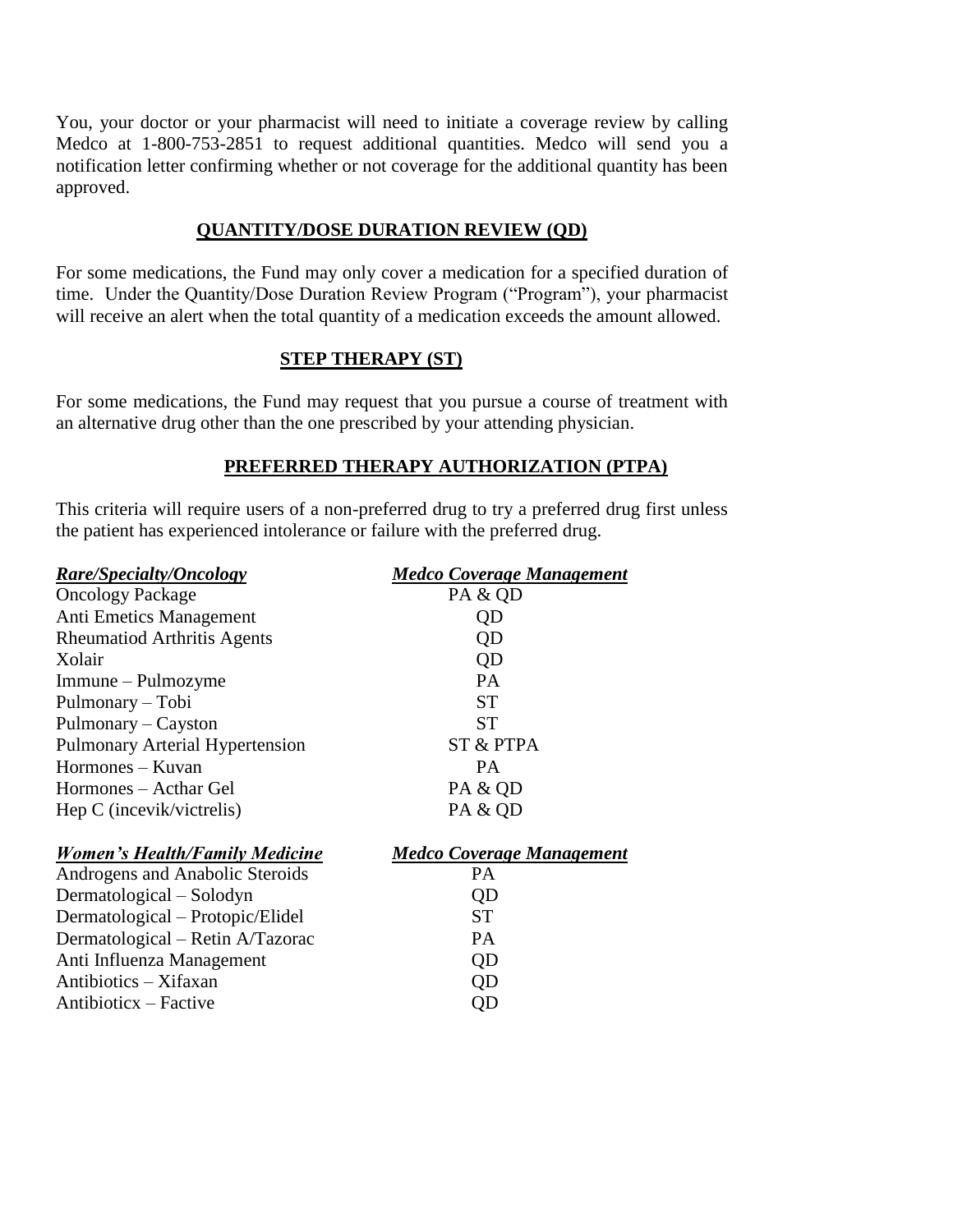You, your doctor or your pharmacist will need to initiate a coverage review by calling Medco at 1-800-753-2851 to request additional quantities. Medco will send you a notification letter confirming whether or not coverage for the additional quantity has been approved.

## QUANTITY/DOSE DURATION REVIEW (QD)

For some medications, the Fund may only cover a medication for a specified duration of time. Under the Quantity/Dose Duration Review Program ("Program"), your pharmacist will receive an alert when the total quantity of a medication exceeds the amount allowed.

## STEP THERAPY (ST)

For some medications, the Fund may request that you pursue a course of treatment with an alternative drug other than the one prescribed by your attending physician.

## PREFERRED THERAPY AUTHORIZATION (PTPA)

This criteria will require users of a non-preferred drug to try a preferred drug first unless the patient has experienced intolerance or failure with the preferred drug.

| ***Rare/Specialty/Oncology*** | ***Medco Coverage Management*** |
|---|---|
| Oncology Package | PA & QD |
| Anti Emetics Management | QD |
| Rheumatiod Arthritis Agents | QD |
| Xolair | QD |
| Immune – Pulmozyme | PA |
| Pulmonary – Tobi | ST |
| Pulmonary – Cayston | ST |
| Pulmonary Arterial Hypertension | ST & PTPA |
| Hormones – Kuvan | PA |
| Hormones – Acthar Gel | PA & QD |
| Hep C (incevik/victrelis) | PA & QD |

| ***Women's Health/Family Medicine*** | ***Medco Coverage Management*** |
|---|---|
| Androgens and Anabolic Steroids | PA |
| Dermatological – Solodyn | QD |
| Dermatological – Protopic/Elidel | ST |
| Dermatological – Retin A/Tazorac | PA |
| Anti Influenza Management | QD |
| Antibiotics – Xifaxan | QD |
| Antibioticx – Factive | QD |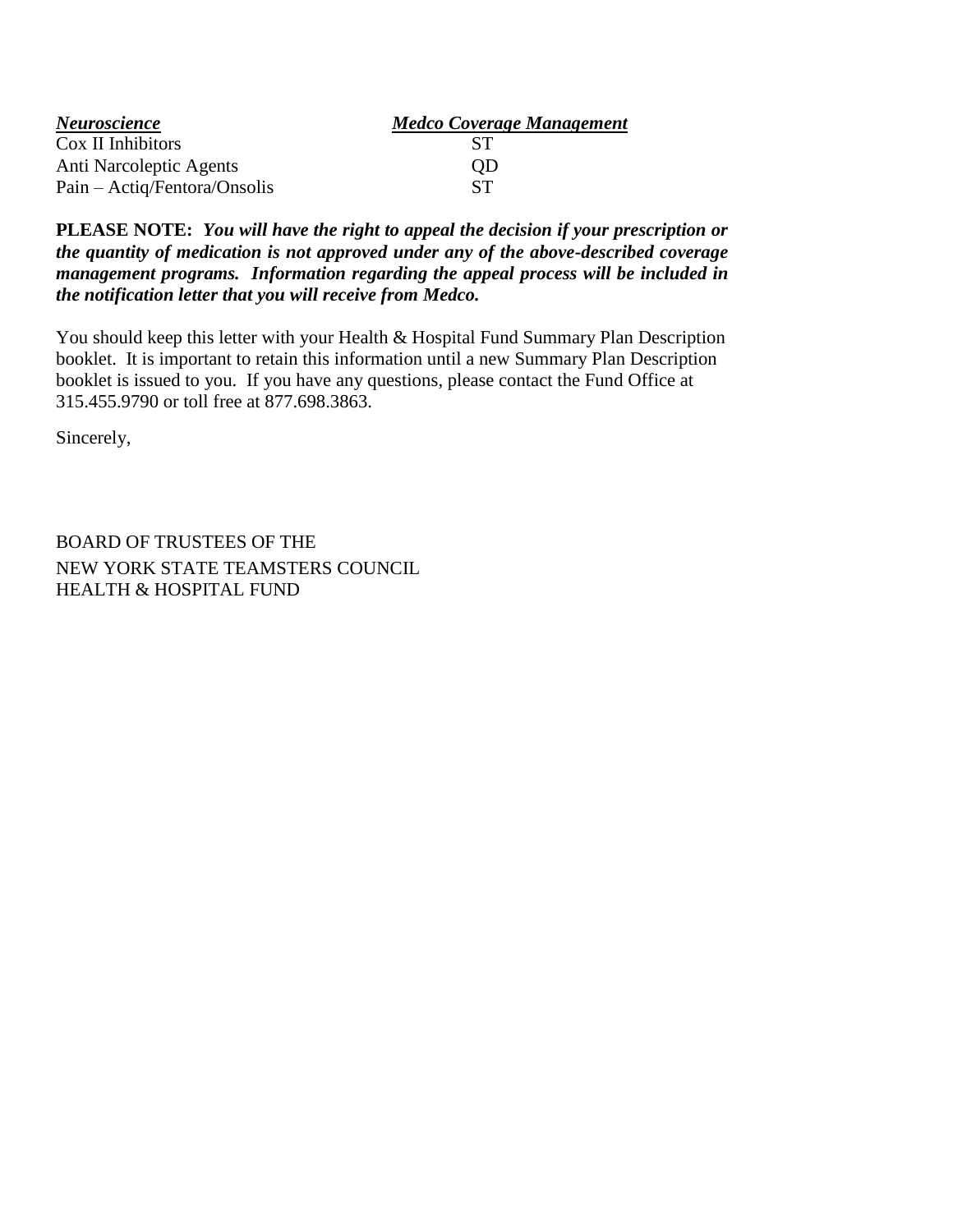| *Neuroscience* | *Medco Coverage Management* |
|---|---|
| Cox II Inhibitors | ST |
| Anti Narcoleptic Agents | QD |
| Pain – Actiq/Fentora/Onsolis | ST |

**PLEASE NOTE:** ***You will have the right to appeal the decision if your prescription or the quantity of medication is not approved under any of the above-described coverage management programs. Information regarding the appeal process will be included in the notification letter that you will receive from Medco.***

You should keep this letter with your Health & Hospital Fund Summary Plan Description booklet. It is important to retain this information until a new Summary Plan Description booklet is issued to you. If you have any questions, please contact the Fund Office at 315.455.9790 or toll free at 877.698.3863.

Sincerely,

BOARD OF TRUSTEES OF THE
NEW YORK STATE TEAMSTERS COUNCIL
HEALTH & HOSPITAL FUND